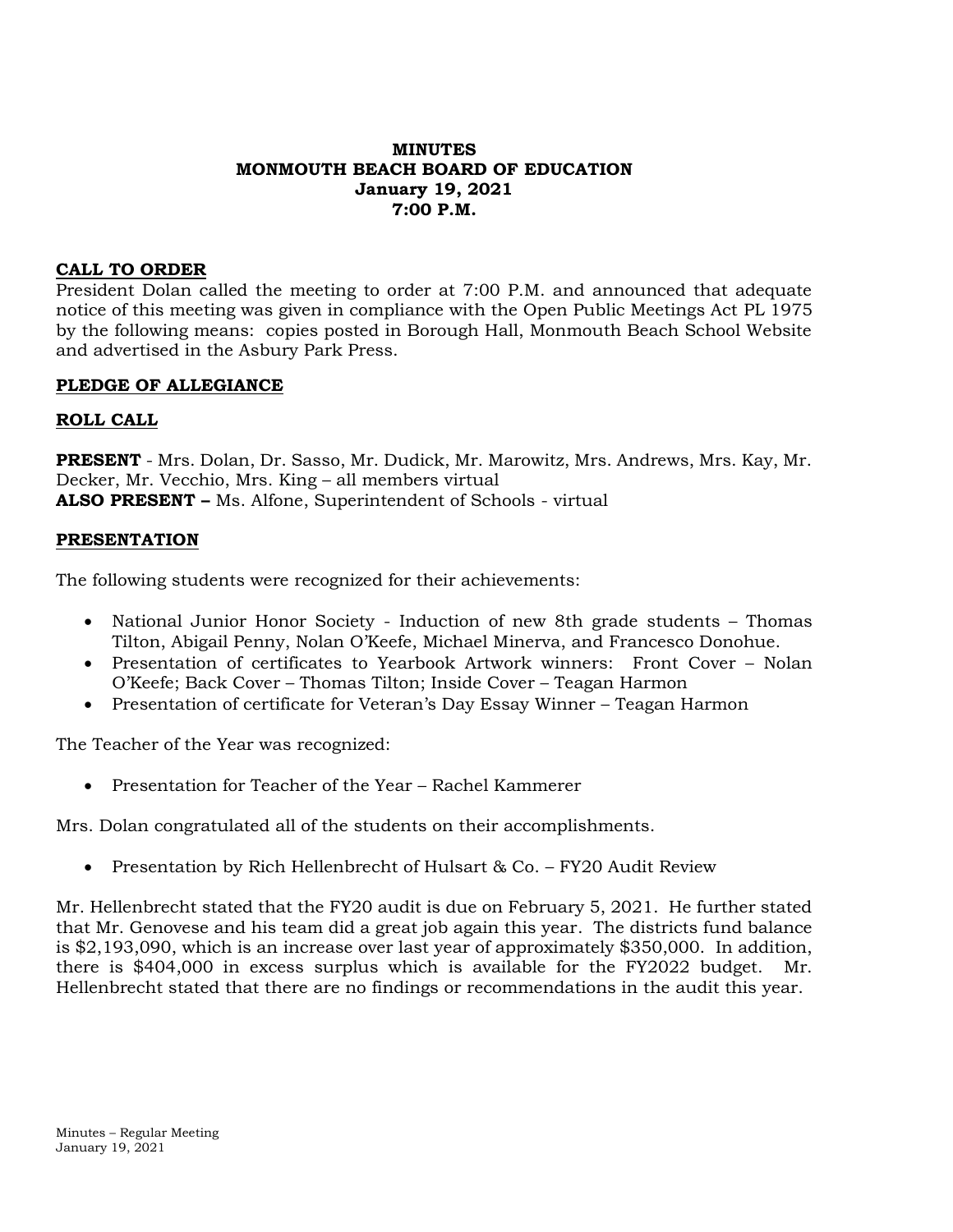**MINUTES**
**MONMOUTH BEACH BOARD OF EDUCATION**
**January 19, 2021**
**7:00 P.M.**

## CALL TO ORDER

President Dolan called the meeting to order at 7:00 P.M. and announced that adequate notice of this meeting was given in compliance with the Open Public Meetings Act PL 1975 by the following means: copies posted in Borough Hall, Monmouth Beach School Website and advertised in the Asbury Park Press.

## PLEDGE OF ALLEGIANCE

## ROLL CALL

**PRESENT** - Mrs. Dolan, Dr. Sasso, Mr. Dudick, Mr. Marowitz, Mrs. Andrews, Mrs. Kay, Mr. Decker, Mr. Vecchio, Mrs. King – all members virtual
**ALSO PRESENT –** Ms. Alfone, Superintendent of Schools - virtual

## PRESENTATION

The following students were recognized for their achievements:

- National Junior Honor Society - Induction of new 8th grade students – Thomas Tilton, Abigail Penny, Nolan O'Keefe, Michael Minerva, and Francesco Donohue.
- Presentation of certificates to Yearbook Artwork winners: Front Cover – Nolan O'Keefe; Back Cover – Thomas Tilton; Inside Cover – Teagan Harmon
- Presentation of certificate for Veteran's Day Essay Winner – Teagan Harmon

The Teacher of the Year was recognized:

- Presentation for Teacher of the Year – Rachel Kammerer

Mrs. Dolan congratulated all of the students on their accomplishments.

- Presentation by Rich Hellenbrecht of Hulsart & Co. – FY20 Audit Review

Mr. Hellenbrecht stated that the FY20 audit is due on February 5, 2021. He further stated that Mr. Genovese and his team did a great job again this year. The districts fund balance is $2,193,090, which is an increase over last year of approximately $350,000. In addition, there is $404,000 in excess surplus which is available for the FY2022 budget. Mr. Hellenbrecht stated that there are no findings or recommendations in the audit this year.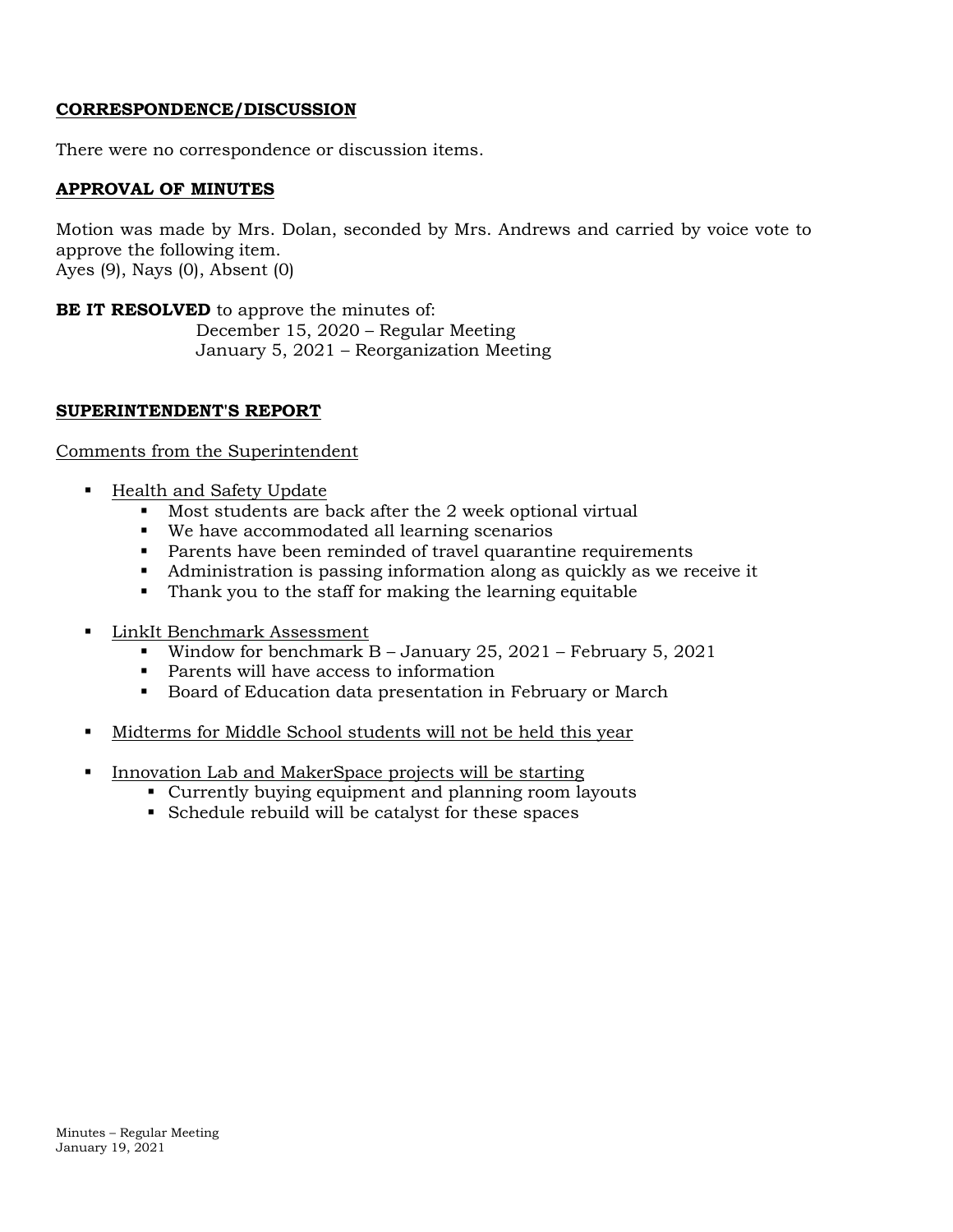**CORRESPONDENCE/DISCUSSION**

There were no correspondence or discussion items.

**APPROVAL OF MINUTES**

Motion was made by Mrs. Dolan, seconded by Mrs. Andrews and carried by voice vote to approve the following item.
Ayes (9), Nays (0), Absent (0)

**BE IT RESOLVED** to approve the minutes of:
December 15, 2020 – Regular Meeting
January 5, 2021 – Reorganization Meeting

**SUPERINTENDENT'S REPORT**

Comments from the Superintendent

- Health and Safety Update
  - Most students are back after the 2 week optional virtual
  - We have accommodated all learning scenarios
  - Parents have been reminded of travel quarantine requirements
  - Administration is passing information along as quickly as we receive it
  - Thank you to the staff for making the learning equitable

- LinkIt Benchmark Assessment
  - Window for benchmark B – January 25, 2021 – February 5, 2021
  - Parents will have access to information
  - Board of Education data presentation in February or March

- Midterms for Middle School students will not be held this year

- Innovation Lab and MakerSpace projects will be starting
  - Currently buying equipment and planning room layouts
  - Schedule rebuild will be catalyst for these spaces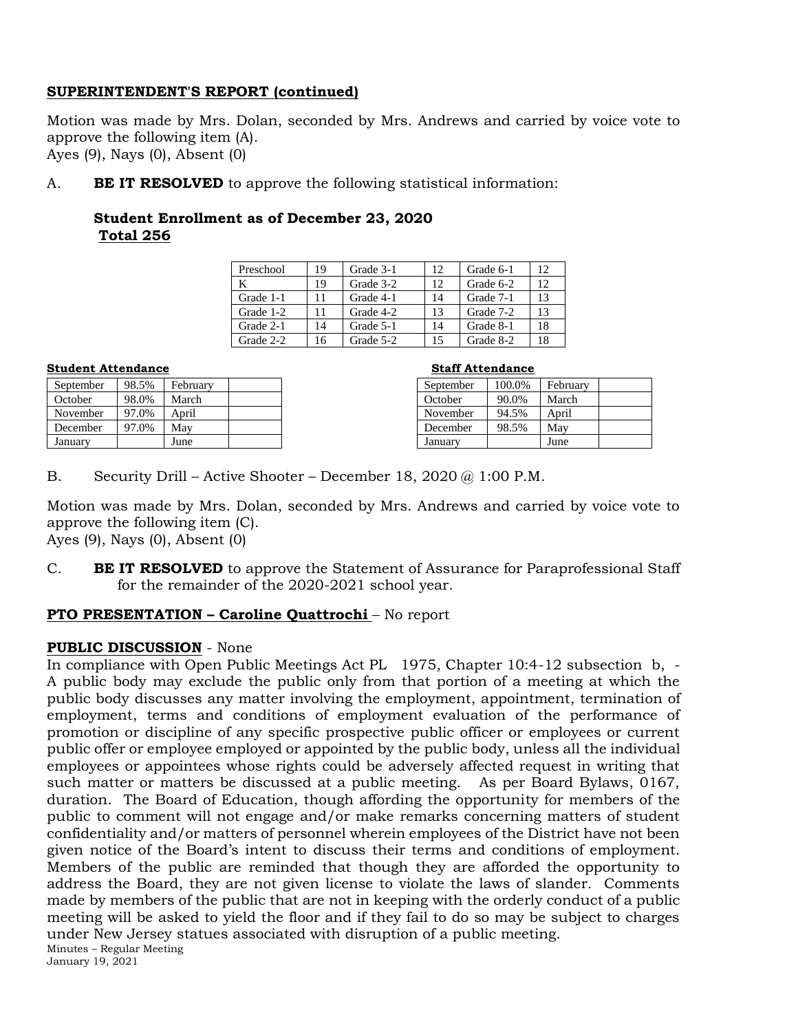**SUPERINTENDENT'S REPORT (continued)**

Motion was made by Mrs. Dolan, seconded by Mrs. Andrews and carried by voice vote to approve the following item (A).
Ayes (9), Nays (0), Absent (0)

A. **BE IT RESOLVED** to approve the following statistical information:

**Student Enrollment as of December 23, 2020**
**Total 256**

| Preschool | 19 | Grade 3-1 | 12 | Grade 6-1 | 12 |
|---|---|---|---|---|---|
| K | 19 | Grade 3-2 | 12 | Grade 6-2 | 12 |
| Grade 1-1 | 11 | Grade 4-1 | 14 | Grade 7-1 | 13 |
| Grade 1-2 | 11 | Grade 4-2 | 13 | Grade 7-2 | 13 |
| Grade 2-1 | 14 | Grade 5-1 | 14 | Grade 8-1 | 18 |
| Grade 2-2 | 16 | Grade 5-2 | 15 | Grade 8-2 | 18 |

**Student Attendance**

| September | 98.5% | February | |
|---|---|---|---|
| October | 98.0% | March | |
| November | 97.0% | April | |
| December | 97.0% | May | |
| January | | June | |

**Staff Attendance**

| September | 100.0% | February | |
|---|---|---|---|
| October | 90.0% | March | |
| November | 94.5% | April | |
| December | 98.5% | May | |
| January | | June | |

B. Security Drill – Active Shooter – December 18, 2020 @ 1:00 P.M.

Motion was made by Mrs. Dolan, seconded by Mrs. Andrews and carried by voice vote to approve the following item (C).
Ayes (9), Nays (0), Absent (0)

C. **BE IT RESOLVED** to approve the Statement of Assurance for Paraprofessional Staff for the remainder of the 2020-2021 school year.

**PTO PRESENTATION – Caroline Quattrochi** – No report

**PUBLIC DISCUSSION** - None

In compliance with Open Public Meetings Act PL 1975, Chapter 10:4-12 subsection b, - A public body may exclude the public only from that portion of a meeting at which the public body discusses any matter involving the employment, appointment, termination of employment, terms and conditions of employment evaluation of the performance of promotion or discipline of any specific prospective public officer or employees or current public offer or employee employed or appointed by the public body, unless all the individual employees or appointees whose rights could be adversely affected request in writing that such matter or matters be discussed at a public meeting. As per Board Bylaws, 0167, duration. The Board of Education, though affording the opportunity for members of the public to comment will not engage and/or make remarks concerning matters of student confidentiality and/or matters of personnel wherein employees of the District have not been given notice of the Board's intent to discuss their terms and conditions of employment. Members of the public are reminded that though they are afforded the opportunity to address the Board, they are not given license to violate the laws of slander. Comments made by members of the public that are not in keeping with the orderly conduct of a public meeting will be asked to yield the floor and if they fail to do so may be subject to charges under New Jersey statues associated with disruption of a public meeting.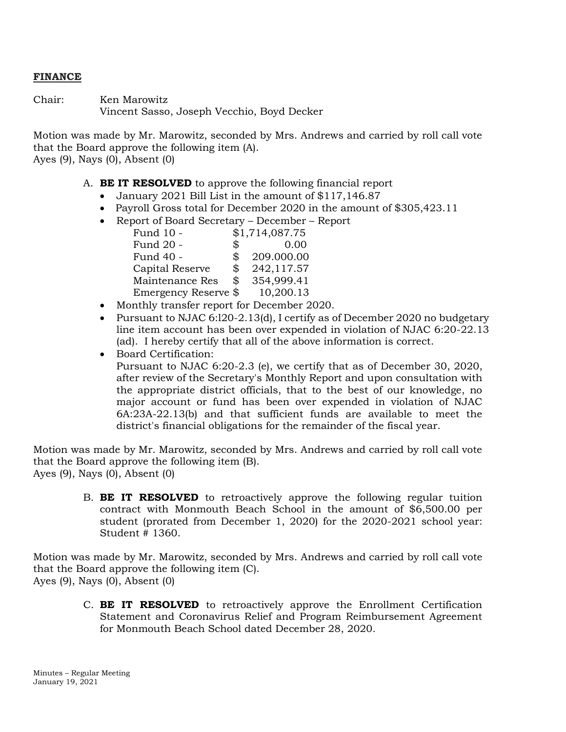**FINANCE**

Chair: Ken Marowitz
Vincent Sasso, Joseph Vecchio, Boyd Decker

Motion was made by Mr. Marowitz, seconded by Mrs. Andrews and carried by roll call vote that the Board approve the following item (A).
Ayes (9), Nays (0), Absent (0)

A. **BE IT RESOLVED** to approve the following financial report
   - January 2021 Bill List in the amount of $117,146.87
   - Payroll Gross total for December 2020 in the amount of $305,423.11
   - Report of Board Secretary – December – Report

     | | |
     |---|---|
     | Fund 10 - | $1,714,087.75 |
     | Fund 20 - | $ 0.00 |
     | Fund 40 - | $ 209.000.00 |
     | Capital Reserve | $ 242,117.57 |
     | Maintenance Res | $ 354,999.41 |
     | Emergency Reserve | $ 10,200.13 |

   - Monthly transfer report for December 2020.
   - Pursuant to NJAC 6:l20-2.13(d), I certify as of December 2020 no budgetary line item account has been over expended in violation of NJAC 6:20-22.13 (ad). I hereby certify that all of the above information is correct.
   - Board Certification:
     Pursuant to NJAC 6:20-2.3 (e), we certify that as of December 30, 2020, after review of the Secretary's Monthly Report and upon consultation with the appropriate district officials, that to the best of our knowledge, no major account or fund has been over expended in violation of NJAC 6A:23A-22.13(b) and that sufficient funds are available to meet the district's financial obligations for the remainder of the fiscal year.

Motion was made by Mr. Marowitz, seconded by Mrs. Andrews and carried by roll call vote that the Board approve the following item (B).
Ayes (9), Nays (0), Absent (0)

B. **BE IT RESOLVED** to retroactively approve the following regular tuition contract with Monmouth Beach School in the amount of $6,500.00 per student (prorated from December 1, 2020) for the 2020-2021 school year: Student # 1360.

Motion was made by Mr. Marowitz, seconded by Mrs. Andrews and carried by roll call vote that the Board approve the following item (C).
Ayes (9), Nays (0), Absent (0)

C. **BE IT RESOLVED** to retroactively approve the Enrollment Certification Statement and Coronavirus Relief and Program Reimbursement Agreement for Monmouth Beach School dated December 28, 2020.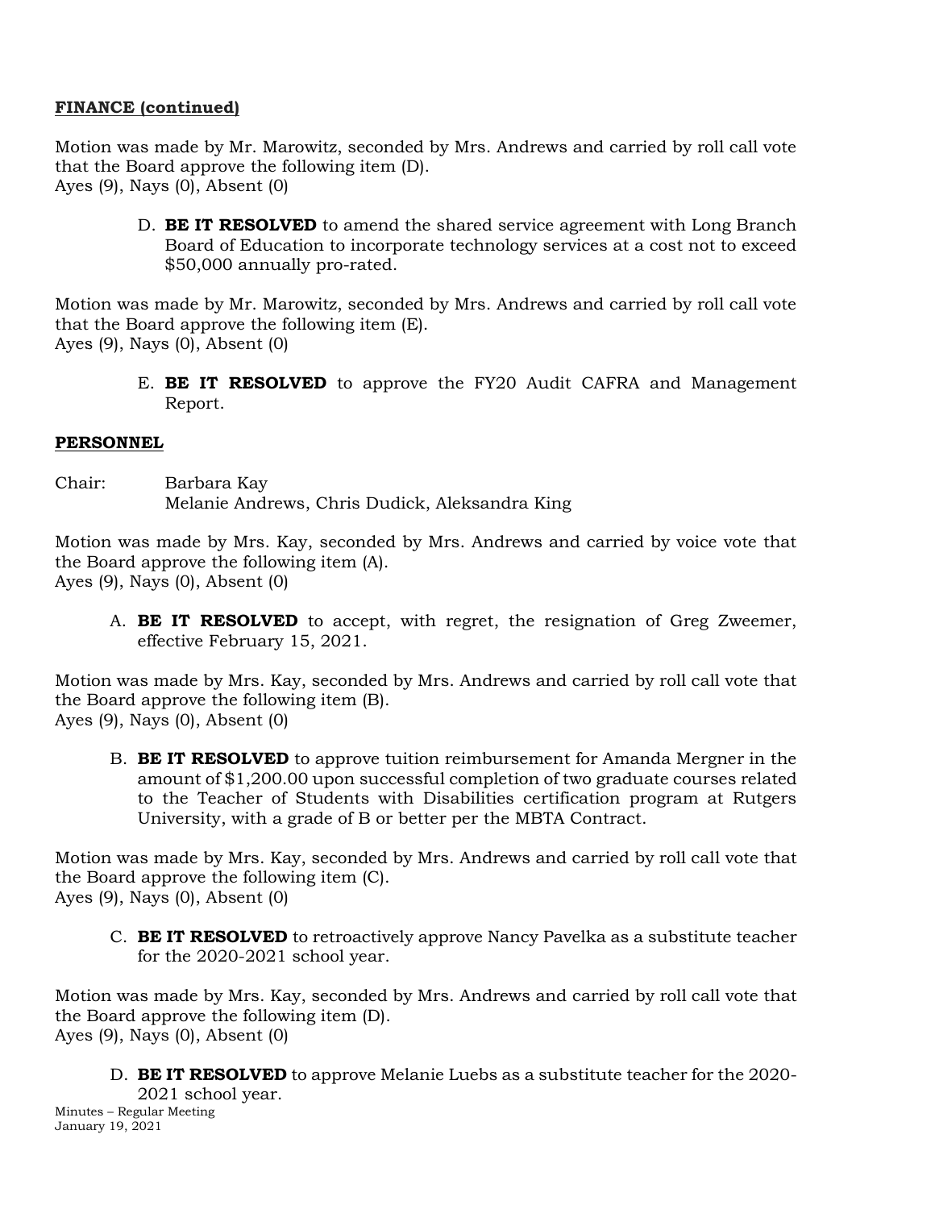**FINANCE (continued)**

Motion was made by Mr. Marowitz, seconded by Mrs. Andrews and carried by roll call vote that the Board approve the following item (D).
Ayes (9), Nays (0), Absent (0)

D. **BE IT RESOLVED** to amend the shared service agreement with Long Branch Board of Education to incorporate technology services at a cost not to exceed $50,000 annually pro-rated.

Motion was made by Mr. Marowitz, seconded by Mrs. Andrews and carried by roll call vote that the Board approve the following item (E).
Ayes (9), Nays (0), Absent (0)

E. **BE IT RESOLVED** to approve the FY20 Audit CAFRA and Management Report.

**PERSONNEL**

Chair: Barbara Kay
Melanie Andrews, Chris Dudick, Aleksandra King

Motion was made by Mrs. Kay, seconded by Mrs. Andrews and carried by voice vote that the Board approve the following item (A).
Ayes (9), Nays (0), Absent (0)

A. **BE IT RESOLVED** to accept, with regret, the resignation of Greg Zweemer, effective February 15, 2021.

Motion was made by Mrs. Kay, seconded by Mrs. Andrews and carried by roll call vote that the Board approve the following item (B).
Ayes (9), Nays (0), Absent (0)

B. **BE IT RESOLVED** to approve tuition reimbursement for Amanda Mergner in the amount of $1,200.00 upon successful completion of two graduate courses related to the Teacher of Students with Disabilities certification program at Rutgers University, with a grade of B or better per the MBTA Contract.

Motion was made by Mrs. Kay, seconded by Mrs. Andrews and carried by roll call vote that the Board approve the following item (C).
Ayes (9), Nays (0), Absent (0)

C. **BE IT RESOLVED** to retroactively approve Nancy Pavelka as a substitute teacher for the 2020-2021 school year.

Motion was made by Mrs. Kay, seconded by Mrs. Andrews and carried by roll call vote that the Board approve the following item (D).
Ayes (9), Nays (0), Absent (0)

D. **BE IT RESOLVED** to approve Melanie Luebs as a substitute teacher for the 2020-2021 school year.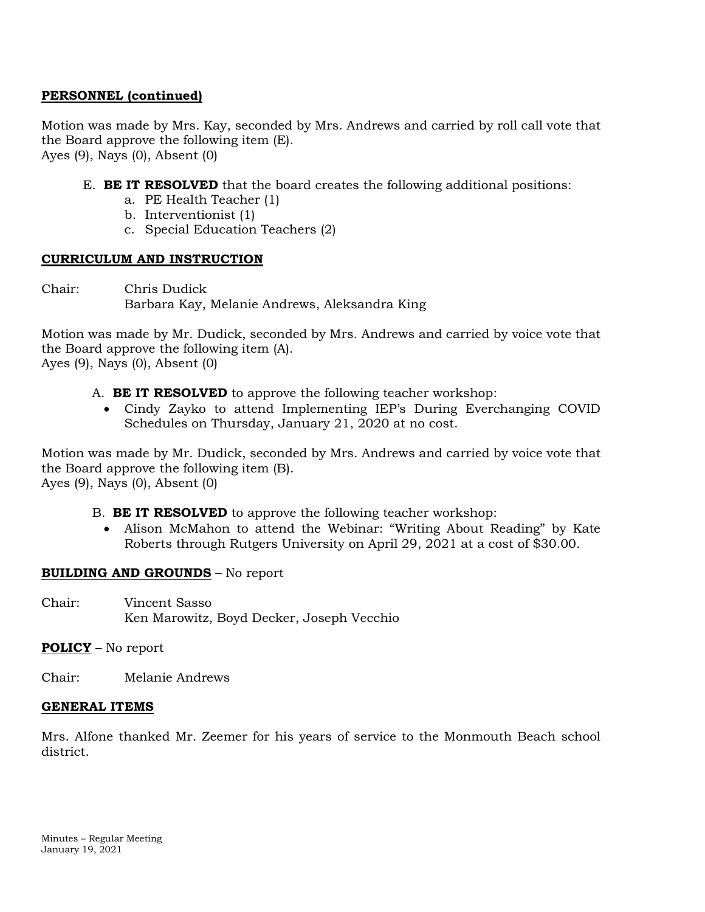**PERSONNEL (continued)**

Motion was made by Mrs. Kay, seconded by Mrs. Andrews and carried by roll call vote that the Board approve the following item (E).
Ayes (9), Nays (0), Absent (0)

E. **BE IT RESOLVED** that the board creates the following additional positions:
   a. PE Health Teacher (1)
   b. Interventionist (1)
   c. Special Education Teachers (2)

**CURRICULUM AND INSTRUCTION**

Chair: Chris Dudick
Barbara Kay, Melanie Andrews, Aleksandra King

Motion was made by Mr. Dudick, seconded by Mrs. Andrews and carried by voice vote that the Board approve the following item (A).
Ayes (9), Nays (0), Absent (0)

A. **BE IT RESOLVED** to approve the following teacher workshop:
   - Cindy Zayko to attend Implementing IEP's During Everchanging COVID Schedules on Thursday, January 21, 2020 at no cost.

Motion was made by Mr. Dudick, seconded by Mrs. Andrews and carried by voice vote that the Board approve the following item (B).
Ayes (9), Nays (0), Absent (0)

B. **BE IT RESOLVED** to approve the following teacher workshop:
   - Alison McMahon to attend the Webinar: "Writing About Reading" by Kate Roberts through Rutgers University on April 29, 2021 at a cost of $30.00.

**BUILDING AND GROUNDS** – No report

Chair: Vincent Sasso
Ken Marowitz, Boyd Decker, Joseph Vecchio

**POLICY** – No report

Chair: Melanie Andrews

**GENERAL ITEMS**

Mrs. Alfone thanked Mr. Zeemer for his years of service to the Monmouth Beach school district.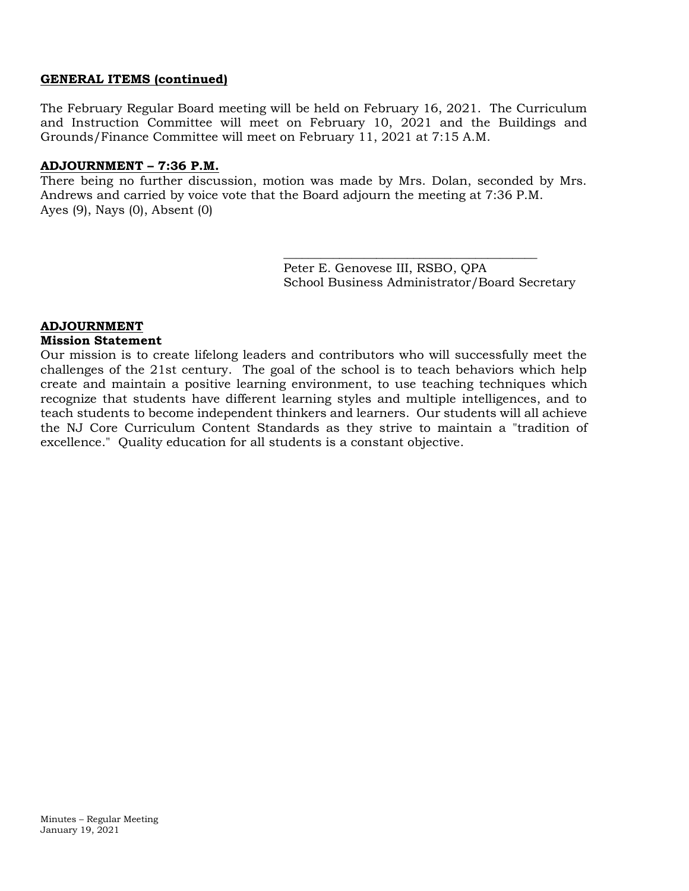**GENERAL ITEMS (continued)**

The February Regular Board meeting will be held on February 16, 2021. The Curriculum and Instruction Committee will meet on February 10, 2021 and the Buildings and Grounds/Finance Committee will meet on February 11, 2021 at 7:15 A.M.

**ADJOURNMENT – 7:36 P.M.**

There being no further discussion, motion was made by Mrs. Dolan, seconded by Mrs. Andrews and carried by voice vote that the Board adjourn the meeting at 7:36 P.M.
Ayes (9), Nays (0), Absent (0)

\_\_\_\_\_\_\_\_\_\_\_\_\_\_\_\_\_\_\_\_\_\_\_\_\_\_\_\_\_\_\_\_\_\_\_\_\_\_\_\_\_\_
Peter E. Genovese III, RSBO, QPA
School Business Administrator/Board Secretary

**ADJOURNMENT**

**Mission Statement**

Our mission is to create lifelong leaders and contributors who will successfully meet the challenges of the 21st century. The goal of the school is to teach behaviors which help create and maintain a positive learning environment, to use teaching techniques which recognize that students have different learning styles and multiple intelligences, and to teach students to become independent thinkers and learners. Our students will all achieve the NJ Core Curriculum Content Standards as they strive to maintain a "tradition of excellence." Quality education for all students is a constant objective.